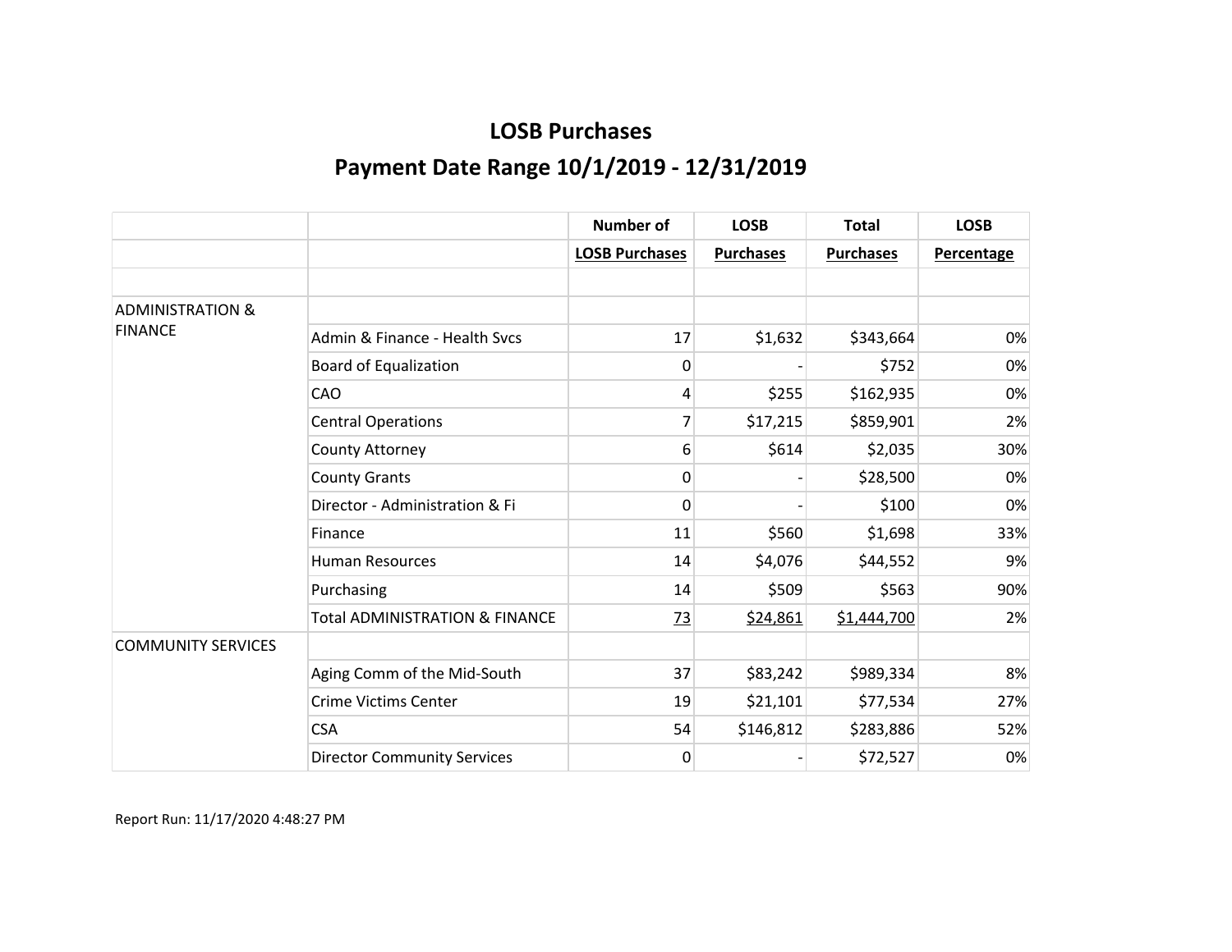# LOSB Purchases

## Payment Date Range 10/1/2019 - 12/31/2019

| | | Number of LOSB Purchases | LOSB Purchases | Total Purchases | LOSB Percentage |
|---|---|---|---|---|---|
| | | | | | |
| ADMINISTRATION & FINANCE | | | | | |
| | Admin & Finance - Health Svcs | 17 | $1,632 | $343,664 | 0% |
| | Board of Equalization | 0 | - | $752 | 0% |
| | CAO | 4 | $255 | $162,935 | 0% |
| | Central Operations | 7 | $17,215 | $859,901 | 2% |
| | County Attorney | 6 | $614 | $2,035 | 30% |
| | County Grants | 0 | - | $28,500 | 0% |
| | Director - Administration & Fi | 0 | - | $100 | 0% |
| | Finance | 11 | $560 | $1,698 | 33% |
| | Human Resources | 14 | $4,076 | $44,552 | 9% |
| | Purchasing | 14 | $509 | $563 | 90% |
| | Total ADMINISTRATION & FINANCE | 73 | $24,861 | $1,444,700 | 2% |
| COMMUNITY SERVICES | | | | | |
| | Aging Comm of the Mid-South | 37 | $83,242 | $989,334 | 8% |
| | Crime Victims Center | 19 | $21,101 | $77,534 | 27% |
| | CSA | 54 | $146,812 | $283,886 | 52% |
| | Director Community Services | 0 | - | $72,527 | 0% |

Report Run: 11/17/2020 4:48:27 PM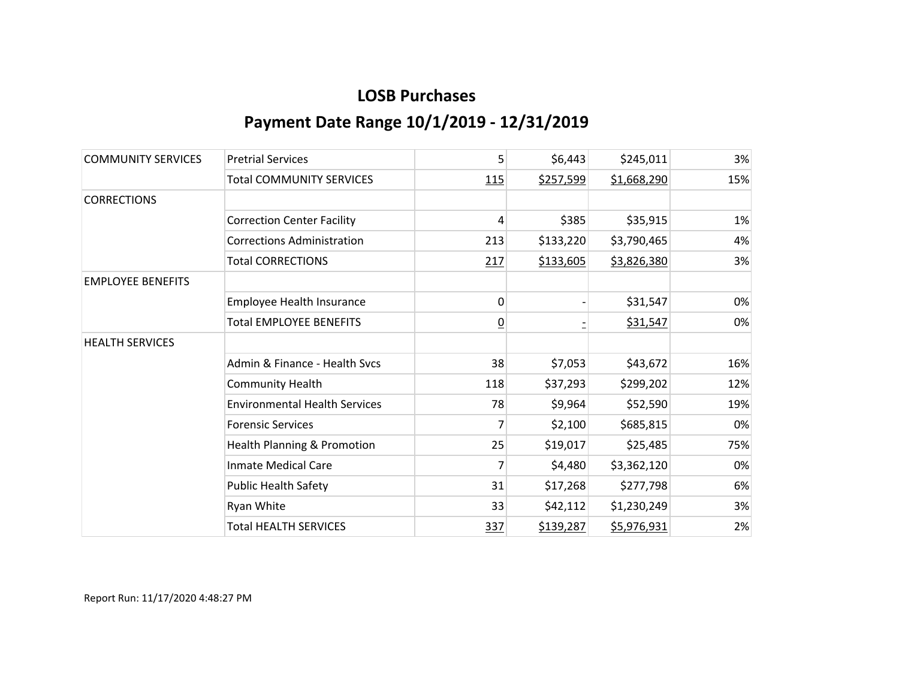# LOSB Purchases

## Payment Date Range 10/1/2019 - 12/31/2019

| | | | | | |
|---|---|---|---|---|---|
| COMMUNITY SERVICES | Pretrial Services | 5 | $6,443 | $245,011 | 3% |
| | Total COMMUNITY SERVICES | 115 | $257,599 | $1,668,290 | 15% |
| CORRECTIONS | | | | | |
| | Correction Center Facility | 4 | $385 | $35,915 | 1% |
| | Corrections Administration | 213 | $133,220 | $3,790,465 | 4% |
| | Total CORRECTIONS | 217 | $133,605 | $3,826,380 | 3% |
| EMPLOYEE BENEFITS | | | | | |
| | Employee Health Insurance | 0 | - | $31,547 | 0% |
| | Total EMPLOYEE BENEFITS | 0 | - | $31,547 | 0% |
| HEALTH SERVICES | | | | | |
| | Admin & Finance - Health Svcs | 38 | $7,053 | $43,672 | 16% |
| | Community Health | 118 | $37,293 | $299,202 | 12% |
| | Environmental Health Services | 78 | $9,964 | $52,590 | 19% |
| | Forensic Services | 7 | $2,100 | $685,815 | 0% |
| | Health Planning & Promotion | 25 | $19,017 | $25,485 | 75% |
| | Inmate Medical Care | 7 | $4,480 | $3,362,120 | 0% |
| | Public Health Safety | 31 | $17,268 | $277,798 | 6% |
| | Ryan White | 33 | $42,112 | $1,230,249 | 3% |
| | Total HEALTH SERVICES | 337 | $139,287 | $5,976,931 | 2% |

Report Run: 11/17/2020 4:48:27 PM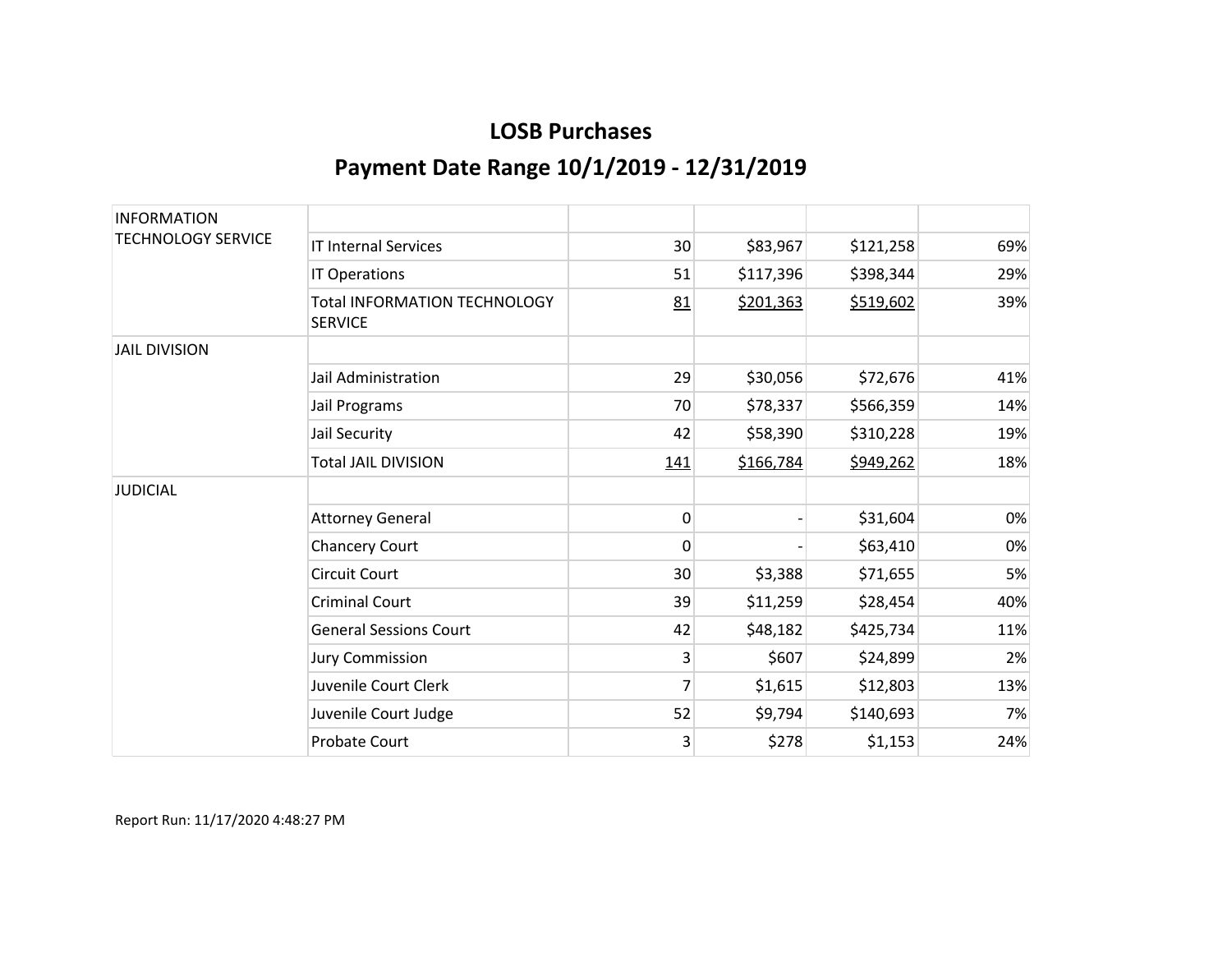## LOSB Purchases

## Payment Date Range 10/1/2019 - 12/31/2019

| | | | | | |
|---|---|---|---|---|---|
| INFORMATION TECHNOLOGY SERVICE | | | | | |
| | IT Internal Services | 30 | $83,967 | $121,258 | 69% |
| | IT Operations | 51 | $117,396 | $398,344 | 29% |
| | Total INFORMATION TECHNOLOGY SERVICE | 81 | $201,363 | $519,602 | 39% |
| JAIL DIVISION | | | | | |
| | Jail Administration | 29 | $30,056 | $72,676 | 41% |
| | Jail Programs | 70 | $78,337 | $566,359 | 14% |
| | Jail Security | 42 | $58,390 | $310,228 | 19% |
| | Total JAIL DIVISION | 141 | $166,784 | $949,262 | 18% |
| JUDICIAL | | | | | |
| | Attorney General | 0 | - | $31,604 | 0% |
| | Chancery Court | 0 | - | $63,410 | 0% |
| | Circuit Court | 30 | $3,388 | $71,655 | 5% |
| | Criminal Court | 39 | $11,259 | $28,454 | 40% |
| | General Sessions Court | 42 | $48,182 | $425,734 | 11% |
| | Jury Commission | 3 | $607 | $24,899 | 2% |
| | Juvenile Court Clerk | 7 | $1,615 | $12,803 | 13% |
| | Juvenile Court Judge | 52 | $9,794 | $140,693 | 7% |
| | Probate Court | 3 | $278 | $1,153 | 24% |

Report Run: 11/17/2020 4:48:27 PM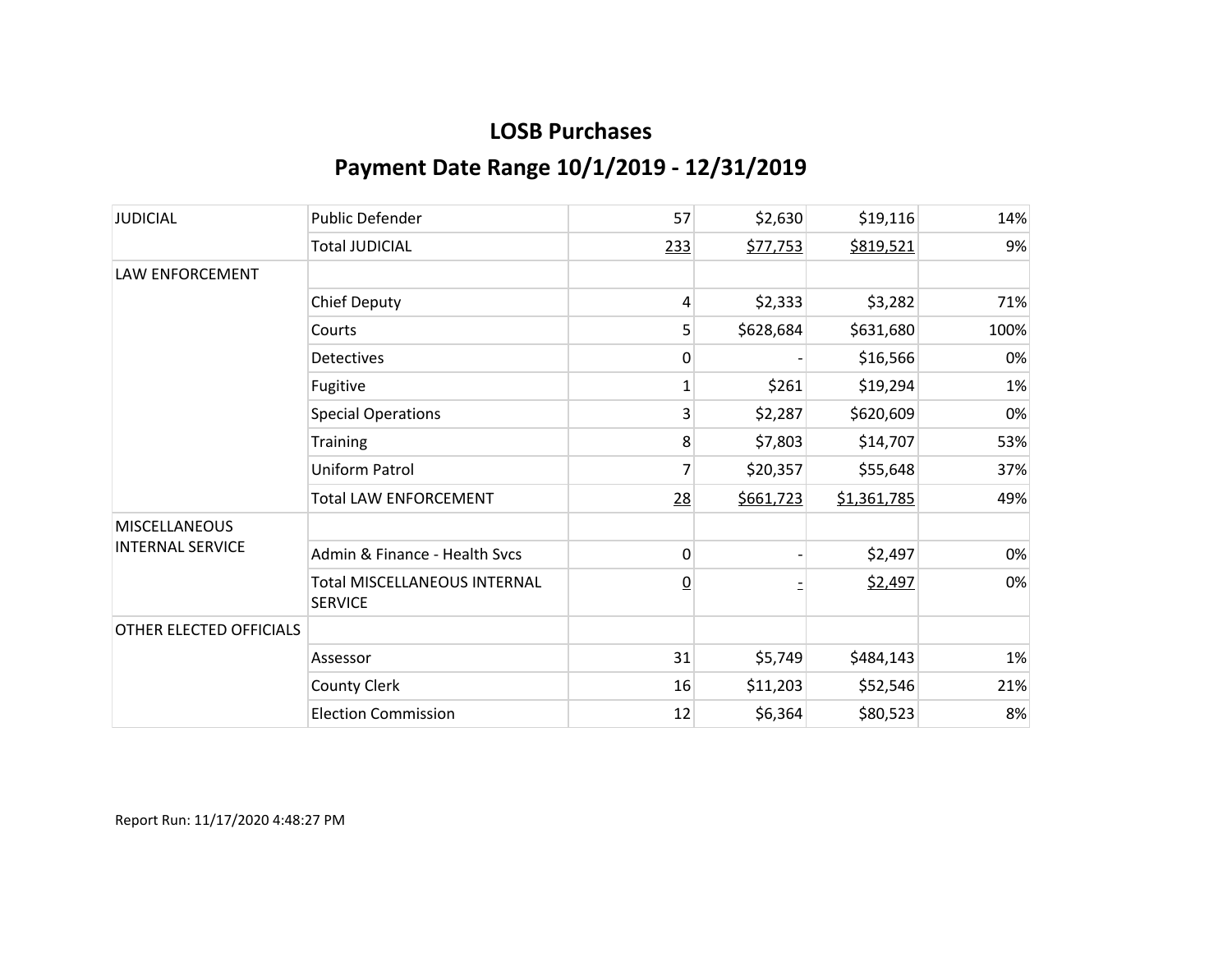## LOSB Purchases

## Payment Date Range 10/1/2019 - 12/31/2019

| | | | | | |
|---|---|---|---|---|---|
| JUDICIAL | Public Defender | 57 | $2,630 | $19,116 | 14% |
| | Total JUDICIAL | 233 | $77,753 | $819,521 | 9% |
| LAW ENFORCEMENT | | | | | |
| | Chief Deputy | 4 | $2,333 | $3,282 | 71% |
| | Courts | 5 | $628,684 | $631,680 | 100% |
| | Detectives | 0 | - | $16,566 | 0% |
| | Fugitive | 1 | $261 | $19,294 | 1% |
| | Special Operations | 3 | $2,287 | $620,609 | 0% |
| | Training | 8 | $7,803 | $14,707 | 53% |
| | Uniform Patrol | 7 | $20,357 | $55,648 | 37% |
| | Total LAW ENFORCEMENT | 28 | $661,723 | $1,361,785 | 49% |
| MISCELLANEOUS INTERNAL SERVICE | | | | | |
| | Admin & Finance - Health Svcs | 0 | - | $2,497 | 0% |
| | Total MISCELLANEOUS INTERNAL SERVICE | 0 | - | $2,497 | 0% |
| OTHER ELECTED OFFICIALS | | | | | |
| | Assessor | 31 | $5,749 | $484,143 | 1% |
| | County Clerk | 16 | $11,203 | $52,546 | 21% |
| | Election Commission | 12 | $6,364 | $80,523 | 8% |

Report Run: 11/17/2020 4:48:27 PM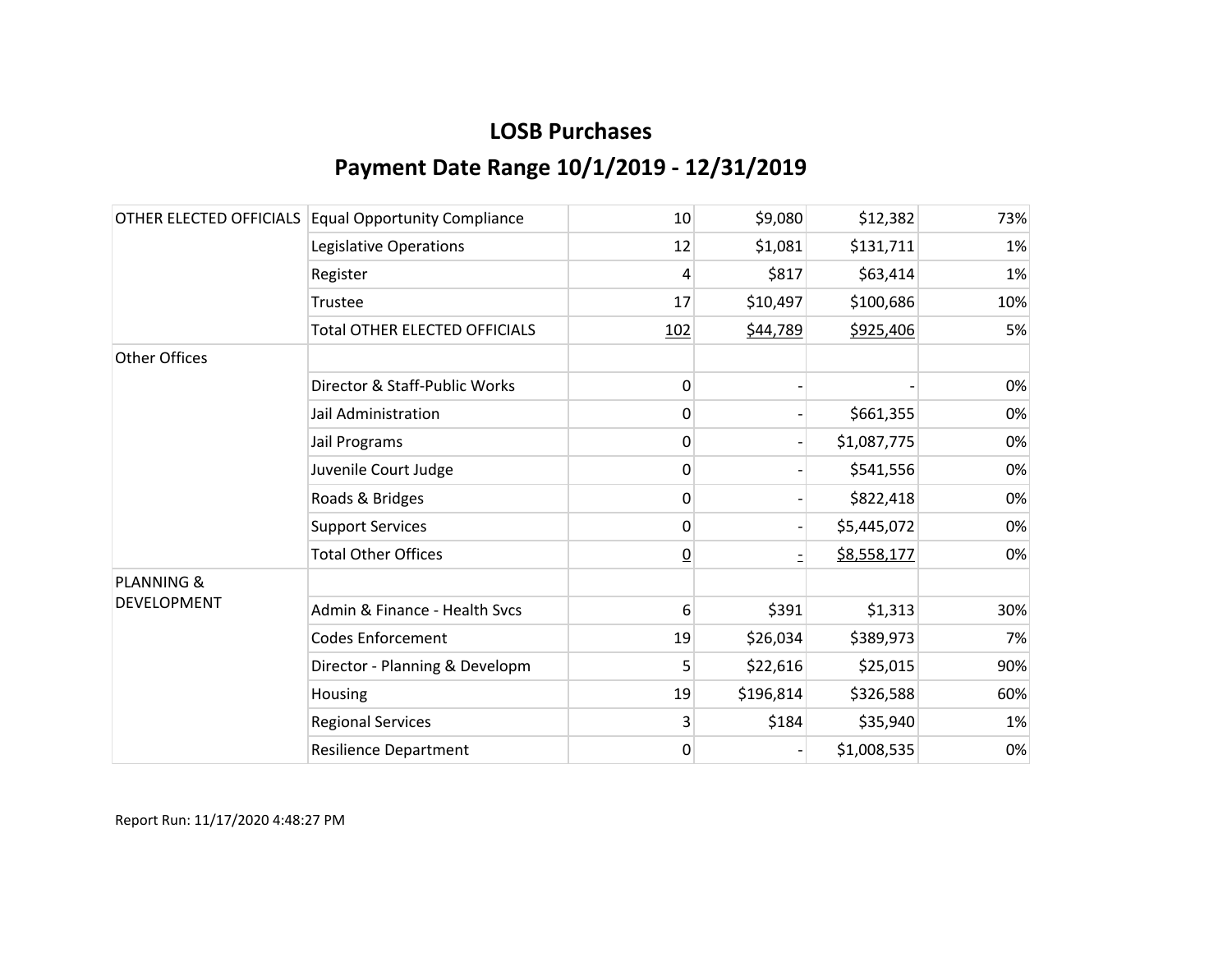## LOSB Purchases

## Payment Date Range 10/1/2019 - 12/31/2019

| | | | | | |
|---|---|---|---|---|---|
| OTHER ELECTED OFFICIALS | Equal Opportunity Compliance | 10 | $9,080 | $12,382 | 73% |
| | Legislative Operations | 12 | $1,081 | $131,711 | 1% |
| | Register | 4 | $817 | $63,414 | 1% |
| | Trustee | 17 | $10,497 | $100,686 | 10% |
| | Total OTHER ELECTED OFFICIALS | 102 | $44,789 | $925,406 | 5% |
| Other Offices | | | | | |
| | Director & Staff-Public Works | 0 | - | - | 0% |
| | Jail Administration | 0 | - | $661,355 | 0% |
| | Jail Programs | 0 | - | $1,087,775 | 0% |
| | Juvenile Court Judge | 0 | - | $541,556 | 0% |
| | Roads & Bridges | 0 | - | $822,418 | 0% |
| | Support Services | 0 | - | $5,445,072 | 0% |
| | Total Other Offices | 0 | - | $8,558,177 | 0% |
| PLANNING & DEVELOPMENT | | | | | |
| | Admin & Finance - Health Svcs | 6 | $391 | $1,313 | 30% |
| | Codes Enforcement | 19 | $26,034 | $389,973 | 7% |
| | Director - Planning & Developm | 5 | $22,616 | $25,015 | 90% |
| | Housing | 19 | $196,814 | $326,588 | 60% |
| | Regional Services | 3 | $184 | $35,940 | 1% |
| | Resilience Department | 0 | - | $1,008,535 | 0% |

Report Run: 11/17/2020 4:48:27 PM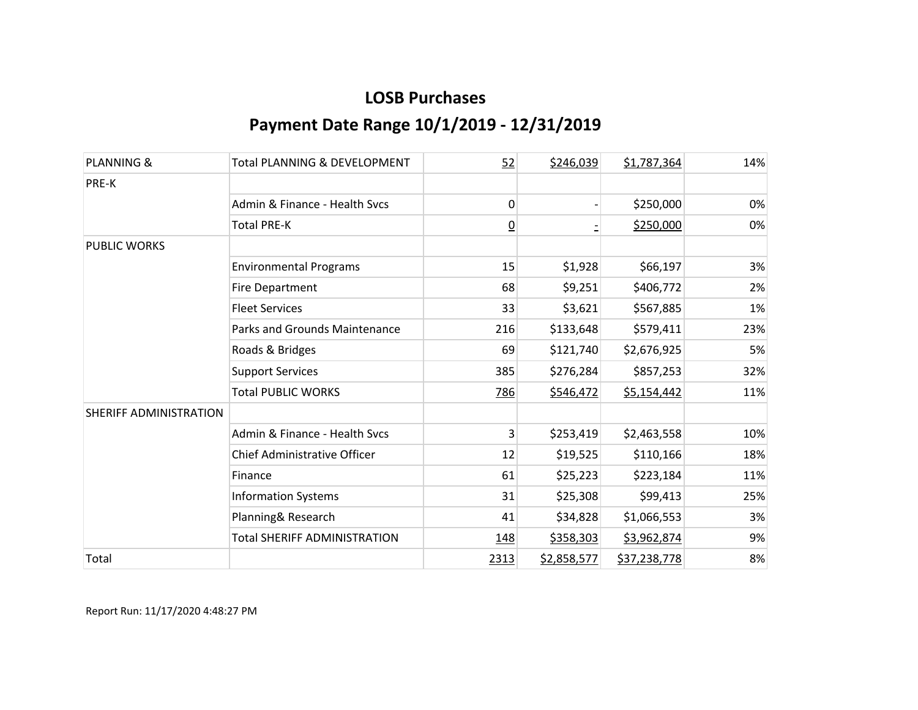## LOSB Purchases

## Payment Date Range 10/1/2019 - 12/31/2019

| | | | | | |
|---|---|---|---|---|---|
| PLANNING & | Total PLANNING & DEVELOPMENT | 52 | $246,039 | $1,787,364 | 14% |
| PRE-K | | | | | |
| | Admin & Finance - Health Svcs | 0 | - | $250,000 | 0% |
| | Total PRE-K | 0 | - | $250,000 | 0% |
| PUBLIC WORKS | | | | | |
| | Environmental Programs | 15 | $1,928 | $66,197 | 3% |
| | Fire Department | 68 | $9,251 | $406,772 | 2% |
| | Fleet Services | 33 | $3,621 | $567,885 | 1% |
| | Parks and Grounds Maintenance | 216 | $133,648 | $579,411 | 23% |
| | Roads & Bridges | 69 | $121,740 | $2,676,925 | 5% |
| | Support Services | 385 | $276,284 | $857,253 | 32% |
| | Total PUBLIC WORKS | 786 | $546,472 | $5,154,442 | 11% |
| SHERIFF ADMINISTRATION | | | | | |
| | Admin & Finance - Health Svcs | 3 | $253,419 | $2,463,558 | 10% |
| | Chief Administrative Officer | 12 | $19,525 | $110,166 | 18% |
| | Finance | 61 | $25,223 | $223,184 | 11% |
| | Information Systems | 31 | $25,308 | $99,413 | 25% |
| | Planning& Research | 41 | $34,828 | $1,066,553 | 3% |
| | Total SHERIFF ADMINISTRATION | 148 | $358,303 | $3,962,874 | 9% |
| Total | | 2313 | $2,858,577 | $37,238,778 | 8% |

Report Run: 11/17/2020 4:48:27 PM